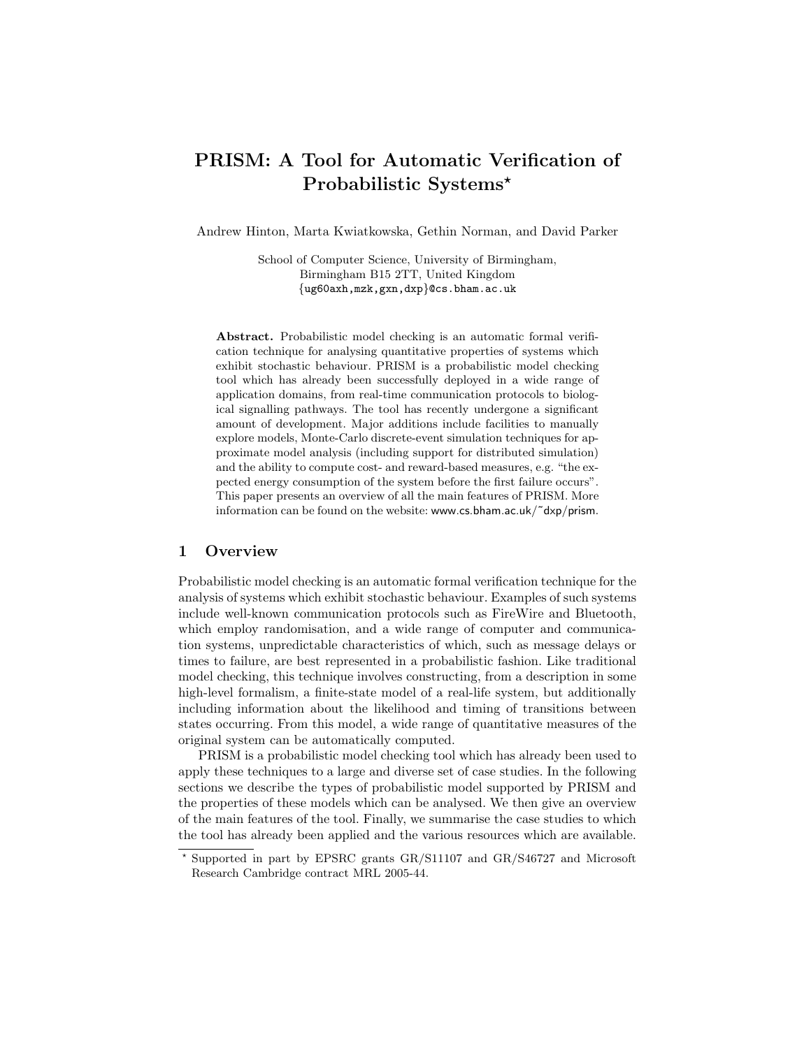# PRISM: A Tool for Automatic Verification of Probabilistic Systems*

Andrew Hinton, Marta Kwiatkowska, Gethin Norman, and David Parker

School of Computer Science, University of Birmingham,
Birmingham B15 2TT, United Kingdom
{ug60axh,mzk,gxn,dxp}@cs.bham.ac.uk

**Abstract.** Probabilistic model checking is an automatic formal verification technique for analysing quantitative properties of systems which exhibit stochastic behaviour. PRISM is a probabilistic model checking tool which has already been successfully deployed in a wide range of application domains, from real-time communication protocols to biological signalling pathways. The tool has recently undergone a significant amount of development. Major additions include facilities to manually explore models, Monte-Carlo discrete-event simulation techniques for approximate model analysis (including support for distributed simulation) and the ability to compute cost- and reward-based measures, e.g. "the expected energy consumption of the system before the first failure occurs". This paper presents an overview of all the main features of PRISM. More information can be found on the website: www.cs.bham.ac.uk/~dxp/prism.

## 1 Overview

Probabilistic model checking is an automatic formal verification technique for the analysis of systems which exhibit stochastic behaviour. Examples of such systems include well-known communication protocols such as FireWire and Bluetooth, which employ randomisation, and a wide range of computer and communication systems, unpredictable characteristics of which, such as message delays or times to failure, are best represented in a probabilistic fashion. Like traditional model checking, this technique involves constructing, from a description in some high-level formalism, a finite-state model of a real-life system, but additionally including information about the likelihood and timing of transitions between states occurring. From this model, a wide range of quantitative measures of the original system can be automatically computed.

PRISM is a probabilistic model checking tool which has already been used to apply these techniques to a large and diverse set of case studies. In the following sections we describe the types of probabilistic model supported by PRISM and the properties of these models which can be analysed. We then give an overview of the main features of the tool. Finally, we summarise the case studies to which the tool has already been applied and the various resources which are available.

* Supported in part by EPSRC grants GR/S11107 and GR/S46727 and Microsoft Research Cambridge contract MRL 2005-44.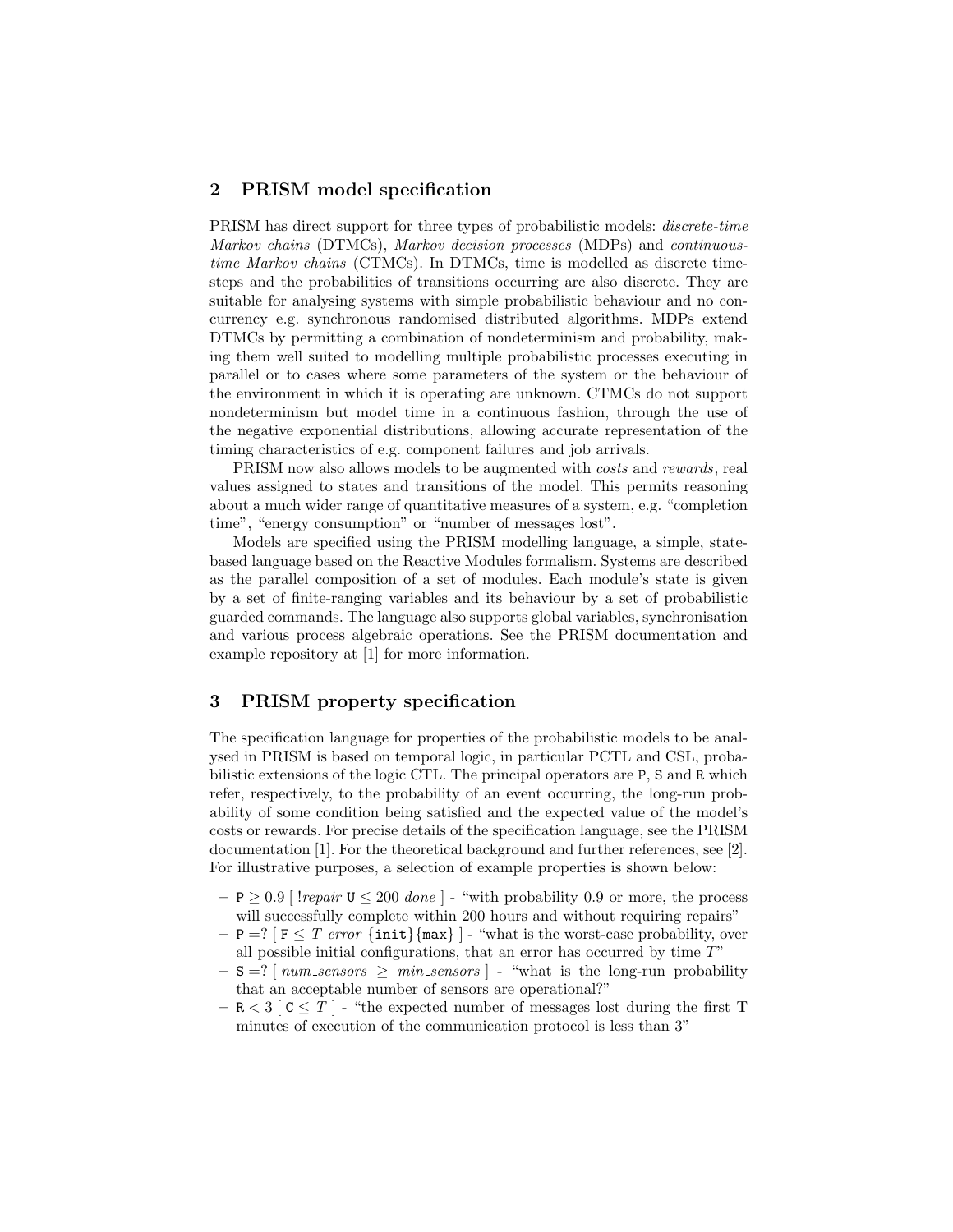## 2 PRISM model specification

PRISM has direct support for three types of probabilistic models: *discrete-time Markov chains* (DTMCs), *Markov decision processes* (MDPs) and *continuous-time Markov chains* (CTMCs). In DTMCs, time is modelled as discrete time-steps and the probabilities of transitions occurring are also discrete. They are suitable for analysing systems with simple probabilistic behaviour and no concurrency e.g. synchronous randomised distributed algorithms. MDPs extend DTMCs by permitting a combination of nondeterminism and probability, making them well suited to modelling multiple probabilistic processes executing in parallel or to cases where some parameters of the system or the behaviour of the environment in which it is operating are unknown. CTMCs do not support nondeterminism but model time in a continuous fashion, through the use of the negative exponential distributions, allowing accurate representation of the timing characteristics of e.g. component failures and job arrivals.

PRISM now also allows models to be augmented with *costs* and *rewards*, real values assigned to states and transitions of the model. This permits reasoning about a much wider range of quantitative measures of a system, e.g. "completion time", "energy consumption" or "number of messages lost".

Models are specified using the PRISM modelling language, a simple, state-based language based on the Reactive Modules formalism. Systems are described as the parallel composition of a set of modules. Each module's state is given by a set of finite-ranging variables and its behaviour by a set of probabilistic guarded commands. The language also supports global variables, synchronisation and various process algebraic operations. See the PRISM documentation and example repository at [1] for more information.

## 3 PRISM property specification

The specification language for properties of the probabilistic models to be analysed in PRISM is based on temporal logic, in particular PCTL and CSL, probabilistic extensions of the logic CTL. The principal operators are `P`, `S` and `R` which refer, respectively, to the probability of an event occurring, the long-run probability of some condition being satisfied and the expected value of the model's costs or rewards. For precise details of the specification language, see the PRISM documentation [1]. For the theoretical background and further references, see [2]. For illustrative purposes, a selection of example properties is shown below:

- $\texttt{P} \geq 0.9$ [ $!repair$ $\texttt{U} \leq 200$ $done$ ] - "with probability 0.9 or more, the process will successfully complete within 200 hours and without requiring repairs"
- $\texttt{P} =?$ [ $\texttt{F} \leq T$ $error$ {init}{max} ] - "what is the worst-case probability, over all possible initial configurations, that an error has occurred by time $T$"
- $\texttt{S} =?$ [ $num\_sensors \geq min\_sensors$ ] - "what is the long-run probability that an acceptable number of sensors are operational?"
- $\texttt{R} < 3$ [ $\texttt{C} \leq T$ ] - "the expected number of messages lost during the first T minutes of execution of the communication protocol is less than 3"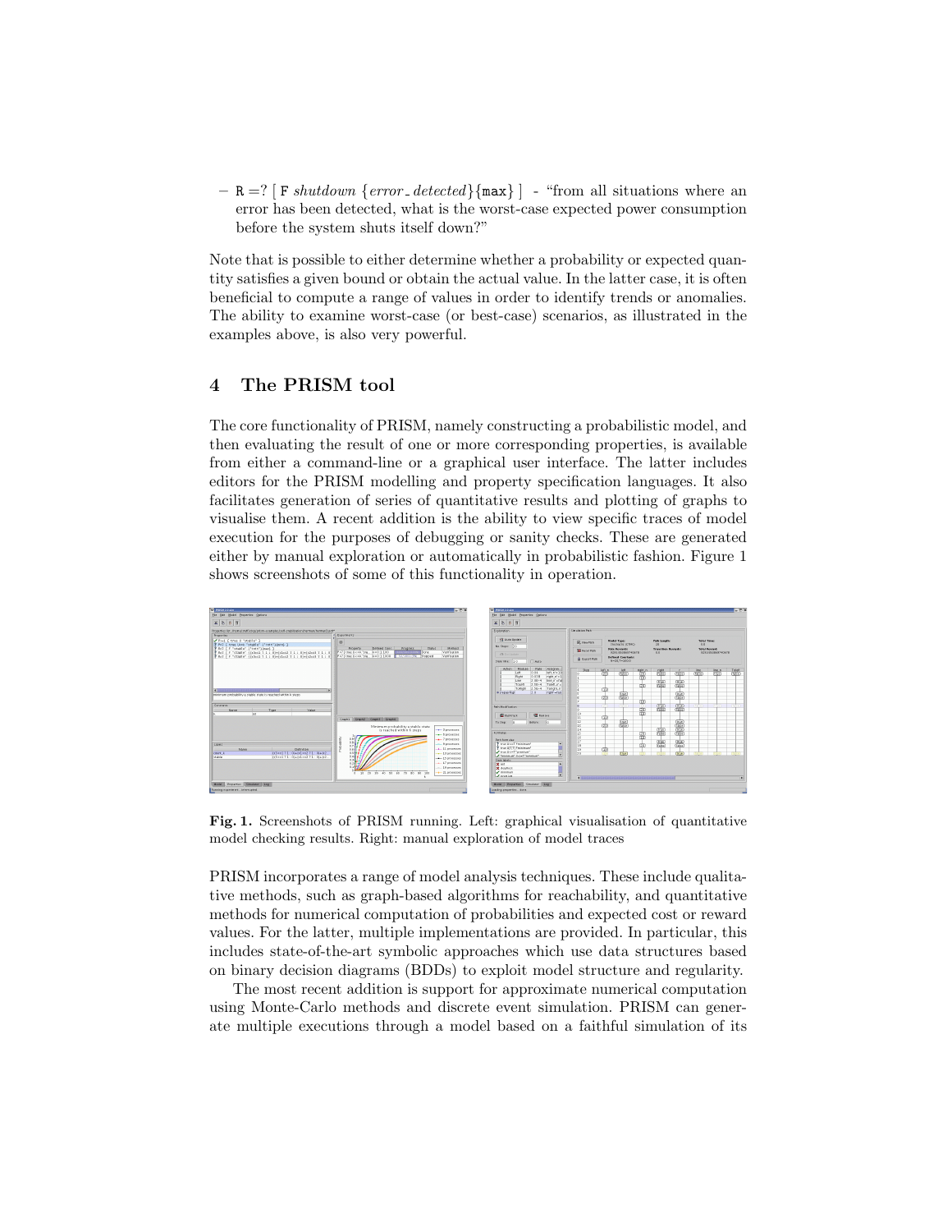– $R=?\ [\ F\ shutdown\ \{error\_detected\}\{\mathtt{max}\}\ ]$ - "from all situations where an error has been detected, what is the worst-case expected power consumption before the system shuts itself down?"

Note that is possible to either determine whether a probability or expected quantity satisfies a given bound or obtain the actual value. In the latter case, it is often beneficial to compute a range of values in order to identify trends or anomalies. The ability to examine worst-case (or best-case) scenarios, as illustrated in the examples above, is also very powerful.

## 4 The PRISM tool

The core functionality of PRISM, namely constructing a probabilistic model, and then evaluating the result of one or more corresponding properties, is available from either a command-line or a graphical user interface. The latter includes editors for the PRISM modelling and property specification languages. It also facilitates generation of series of quantitative results and plotting of graphs to visualise them. A recent addition is the ability to view specific traces of model execution for the purposes of debugging or sanity checks. These are generated either by manual exploration or automatically in probabilistic fashion. Figure 1 shows screenshots of some of this functionality in operation.

**Fig. 1.** Screenshots of PRISM running. Left: graphical visualisation of quantitative model checking results. Right: manual exploration of model traces

PRISM incorporates a range of model analysis techniques. These include qualitative methods, such as graph-based algorithms for reachability, and quantitative methods for numerical computation of probabilities and expected cost or reward values. For the latter, multiple implementations are provided. In particular, this includes state-of-the-art symbolic approaches which use data structures based on binary decision diagrams (BDDs) to exploit model structure and regularity.

The most recent addition is support for approximate numerical computation using Monte-Carlo methods and discrete event simulation. PRISM can generate multiple executions through a model based on a faithful simulation of its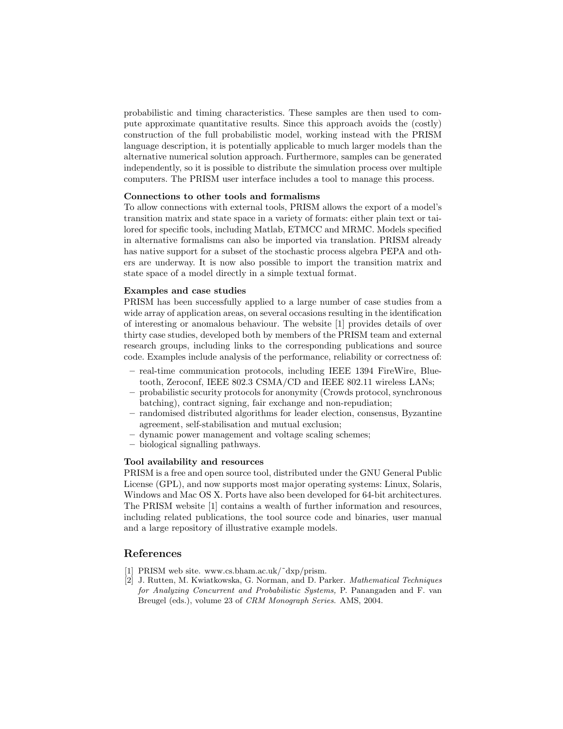probabilistic and timing characteristics. These samples are then used to compute approximate quantitative results. Since this approach avoids the (costly) construction of the full probabilistic model, working instead with the PRISM language description, it is potentially applicable to much larger models than the alternative numerical solution approach. Furthermore, samples can be generated independently, so it is possible to distribute the simulation process over multiple computers. The PRISM user interface includes a tool to manage this process.

**Connections to other tools and formalisms**
To allow connections with external tools, PRISM allows the export of a model's transition matrix and state space in a variety of formats: either plain text or tailored for specific tools, including Matlab, ETMCC and MRMC. Models specified in alternative formalisms can also be imported via translation. PRISM already has native support for a subset of the stochastic process algebra PEPA and others are underway. It is now also possible to import the transition matrix and state space of a model directly in a simple textual format.

**Examples and case studies**
PRISM has been successfully applied to a large number of case studies from a wide array of application areas, on several occasions resulting in the identification of interesting or anomalous behaviour. The website [1] provides details of over thirty case studies, developed both by members of the PRISM team and external research groups, including links to the corresponding publications and source code. Examples include analysis of the performance, reliability or correctness of:

- real-time communication protocols, including IEEE 1394 FireWire, Bluetooth, Zeroconf, IEEE 802.3 CSMA/CD and IEEE 802.11 wireless LANs;
- probabilistic security protocols for anonymity (Crowds protocol, synchronous batching), contract signing, fair exchange and non-repudiation;
- randomised distributed algorithms for leader election, consensus, Byzantine agreement, self-stabilisation and mutual exclusion;
- dynamic power management and voltage scaling schemes;
- biological signalling pathways.

**Tool availability and resources**
PRISM is a free and open source tool, distributed under the GNU General Public License (GPL), and now supports most major operating systems: Linux, Solaris, Windows and Mac OS X. Ports have also been developed for 64-bit architectures. The PRISM website [1] contains a wealth of further information and resources, including related publications, the tool source code and binaries, user manual and a large repository of illustrative example models.

## References

[1] PRISM web site. www.cs.bham.ac.uk/~dxp/prism.

[2] J. Rutten, M. Kwiatkowska, G. Norman, and D. Parker. *Mathematical Techniques for Analyzing Concurrent and Probabilistic Systems,* P. Panangaden and F. van Breugel (eds.), volume 23 of *CRM Monograph Series.* AMS, 2004.